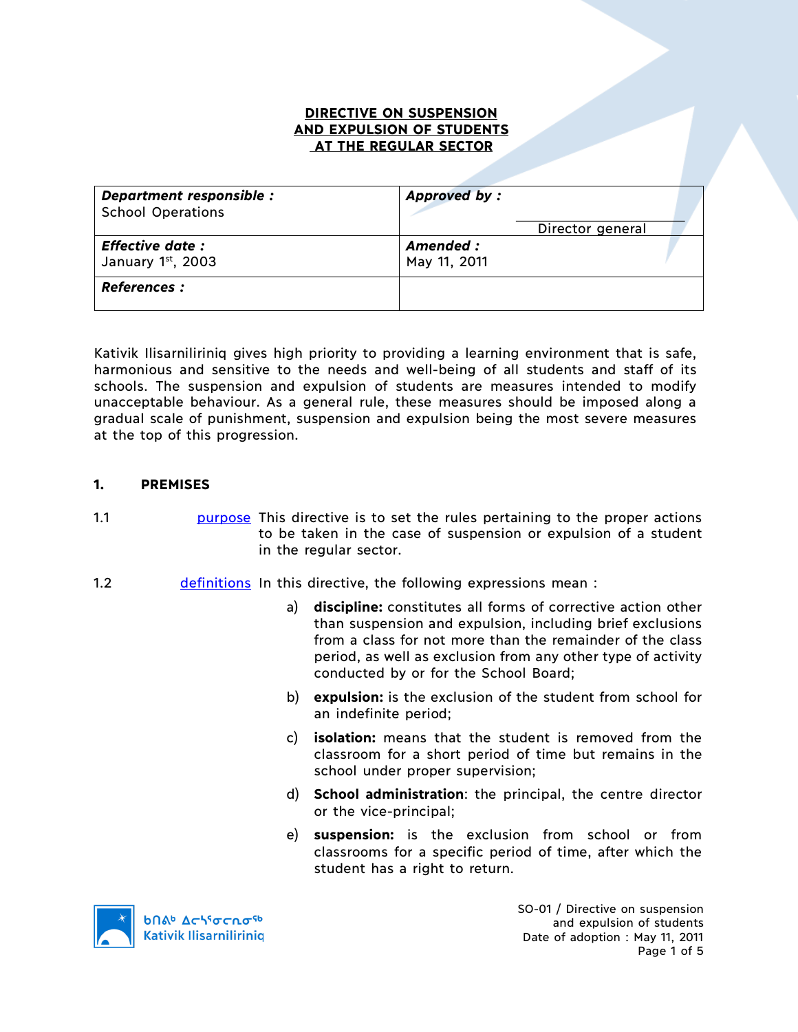# DIRECTIVE ON SUSPENSION AND EXPULSION OF STUDENTS AT THE REGULAR SECTOR

| | |
|---|---|
| ***Department responsible :*** School Operations | ***Approved by :*** <br> Director general |
| ***Effective date :*** January 1st, 2003 | ***Amended :*** May 11, 2011 |
| ***References :*** | |

Kativik Ilisarniliriniq gives high priority to providing a learning environment that is safe, harmonious and sensitive to the needs and well-being of all students and staff of its schools. The suspension and expulsion of students are measures intended to modify unacceptable behaviour. As a general rule, these measures should be imposed along a gradual scale of punishment, suspension and expulsion being the most severe measures at the top of this progression.

## 1. PREMISES

1.1 purpose — This directive is to set the rules pertaining to the proper actions to be taken in the case of suspension or expulsion of a student in the regular sector.

1.2 definitions — In this directive, the following expressions mean :

a) **discipline:** constitutes all forms of corrective action other than suspension and expulsion, including brief exclusions from a class for not more than the remainder of the class period, as well as exclusion from any other type of activity conducted by or for the School Board;

b) **expulsion:** is the exclusion of the student from school for an indefinite period;

c) **isolation:** means that the student is removed from the classroom for a short period of time but remains in the school under proper supervision;

d) **School administration**: the principal, the centre director or the vice-principal;

e) **suspension:** is the exclusion from school or from classrooms for a specific period of time, after which the student has a right to return.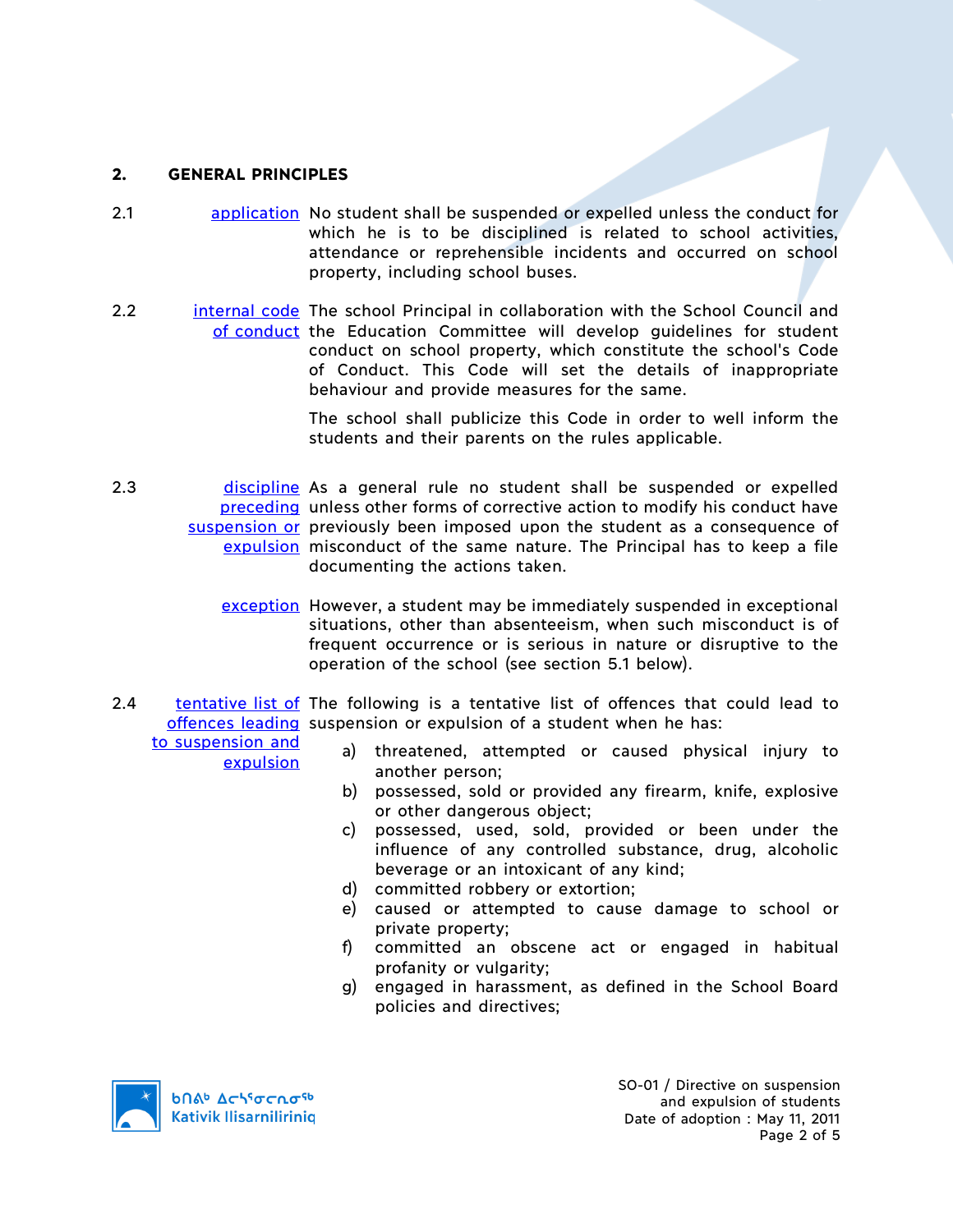## 2. GENERAL PRINCIPLES

**2.1** application

No student shall be suspended or expelled unless the conduct for which he is to be disciplined is related to school activities, attendance or reprehensible incidents and occurred on school property, including school buses.

**2.2** internal code of conduct

The school Principal in collaboration with the School Council and the Education Committee will develop guidelines for student conduct on school property, which constitute the school's Code of Conduct. This Code will set the details of inappropriate behaviour and provide measures for the same.

The school shall publicize this Code in order to well inform the students and their parents on the rules applicable.

**2.3** discipline preceding suspension or expulsion

As a general rule no student shall be suspended or expelled unless other forms of corrective action to modify his conduct have previously been imposed upon the student as a consequence of misconduct of the same nature. The Principal has to keep a file documenting the actions taken.

exception

However, a student may be immediately suspended in exceptional situations, other than absenteeism, when such misconduct is of frequent occurrence or is serious in nature or disruptive to the operation of the school (see section 5.1 below).

**2.4** tentative list of offences leading to suspension and expulsion

The following is a tentative list of offences that could lead to suspension or expulsion of a student when he has:

a) threatened, attempted or caused physical injury to another person;
b) possessed, sold or provided any firearm, knife, explosive or other dangerous object;
c) possessed, used, sold, provided or been under the influence of any controlled substance, drug, alcoholic beverage or an intoxicant of any kind;
d) committed robbery or extortion;
e) caused or attempted to cause damage to school or private property;
f) committed an obscene act or engaged in habitual profanity or vulgarity;
g) engaged in harassment, as defined in the School Board policies and directives;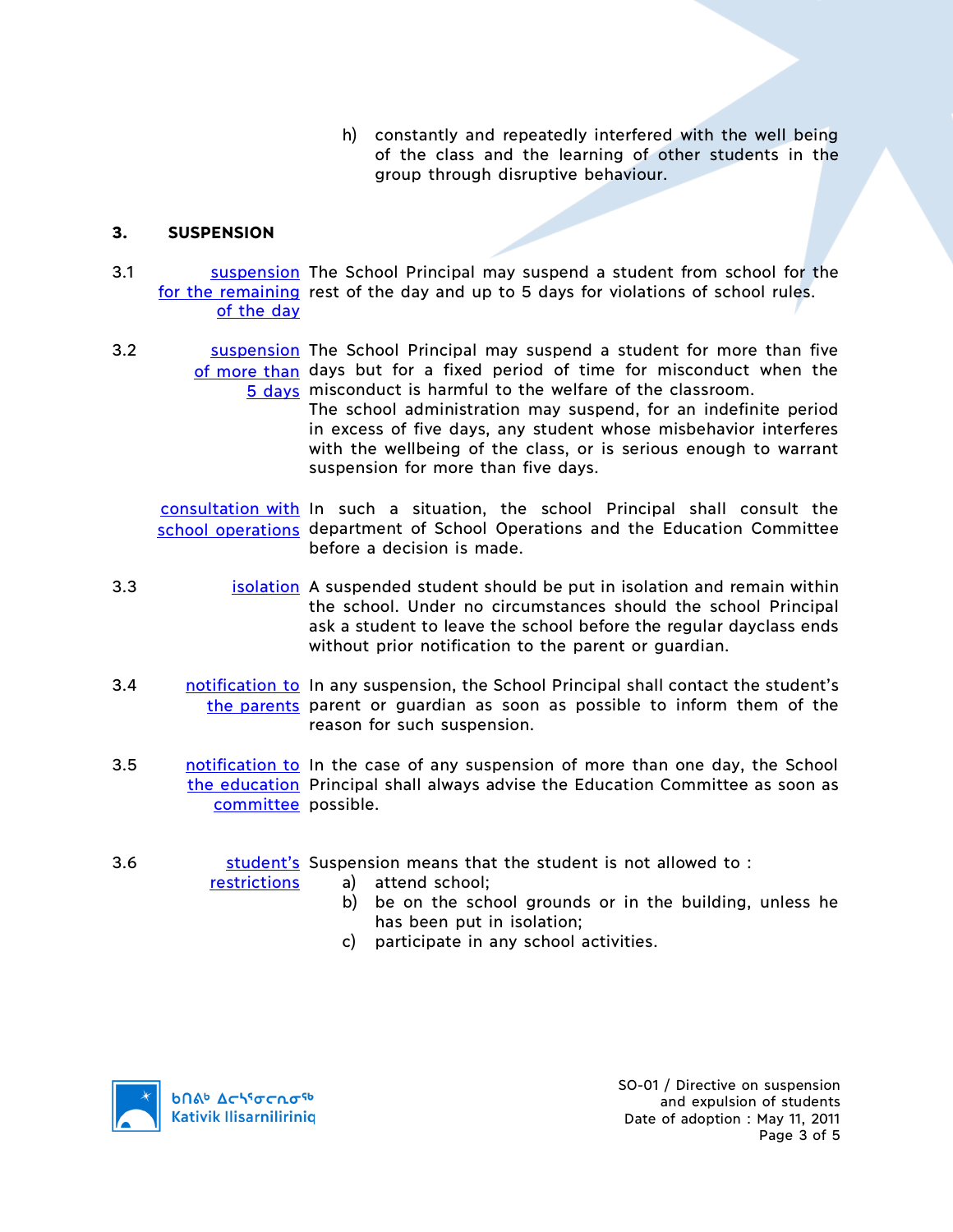h) constantly and repeatedly interfered with the well being of the class and the learning of other students in the group through disruptive behaviour.

## 3. SUSPENSION

**3.1** suspension for the remaining of the day

The School Principal may suspend a student from school for the rest of the day and up to 5 days for violations of school rules.

**3.2** suspension of more than 5 days

The School Principal may suspend a student for more than five days but for a fixed period of time for misconduct when the misconduct is harmful to the welfare of the classroom.
The school administration may suspend, for an indefinite period in excess of five days, any student whose misbehavior interferes with the wellbeing of the class, or is serious enough to warrant suspension for more than five days.

consultation with school operations

In such a situation, the school Principal shall consult the department of School Operations and the Education Committee before a decision is made.

**3.3** isolation

A suspended student should be put in isolation and remain within the school. Under no circumstances should the school Principal ask a student to leave the school before the regular dayclass ends without prior notification to the parent or guardian.

**3.4** notification to the parents

In any suspension, the School Principal shall contact the student's parent or guardian as soon as possible to inform them of the reason for such suspension.

**3.5** notification to the education committee

In the case of any suspension of more than one day, the School Principal shall always advise the Education Committee as soon as possible.

**3.6** student's restrictions

Suspension means that the student is not allowed to :

a) attend school;
b) be on the school grounds or in the building, unless he has been put in isolation;
c) participate in any school activities.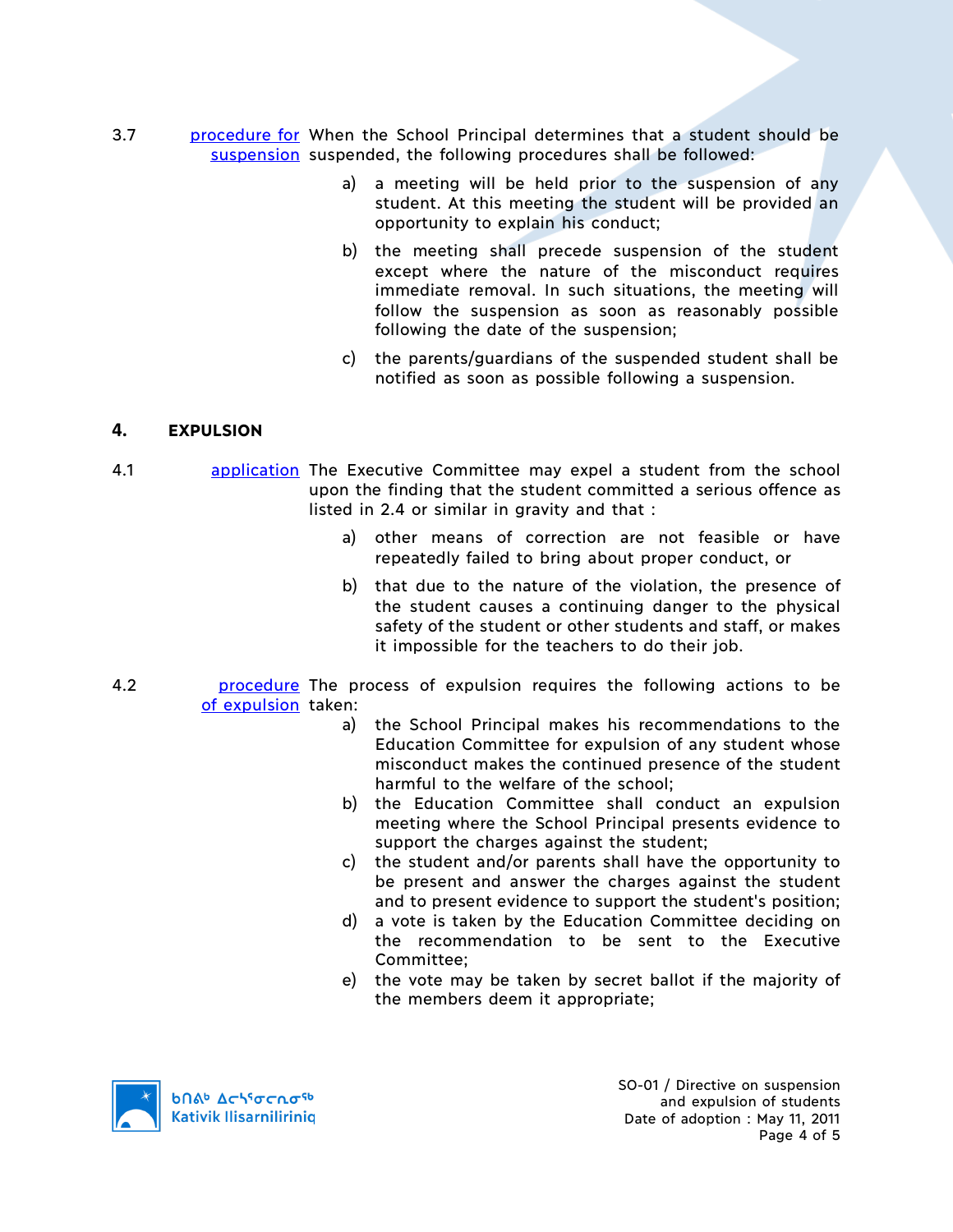3.7 procedure for suspension — When the School Principal determines that a student should be suspended, the following procedures shall be followed:

a) a meeting will be held prior to the suspension of any student. At this meeting the student will be provided an opportunity to explain his conduct;

b) the meeting shall precede suspension of the student except where the nature of the misconduct requires immediate removal. In such situations, the meeting will follow the suspension as soon as reasonably possible following the date of the suspension;

c) the parents/guardians of the suspended student shall be notified as soon as possible following a suspension.

## 4. EXPULSION

4.1 application — The Executive Committee may expel a student from the school upon the finding that the student committed a serious offence as listed in 2.4 or similar in gravity and that :

a) other means of correction are not feasible or have repeatedly failed to bring about proper conduct, or

b) that due to the nature of the violation, the presence of the student causes a continuing danger to the physical safety of the student or other students and staff, or makes it impossible for the teachers to do their job.

4.2 procedure of expulsion — The process of expulsion requires the following actions to be taken:

a) the School Principal makes his recommendations to the Education Committee for expulsion of any student whose misconduct makes the continued presence of the student harmful to the welfare of the school;

b) the Education Committee shall conduct an expulsion meeting where the School Principal presents evidence to support the charges against the student;

c) the student and/or parents shall have the opportunity to be present and answer the charges against the student and to present evidence to support the student's position;

d) a vote is taken by the Education Committee deciding on the recommendation to be sent to the Executive Committee;

e) the vote may be taken by secret ballot if the majority of the members deem it appropriate;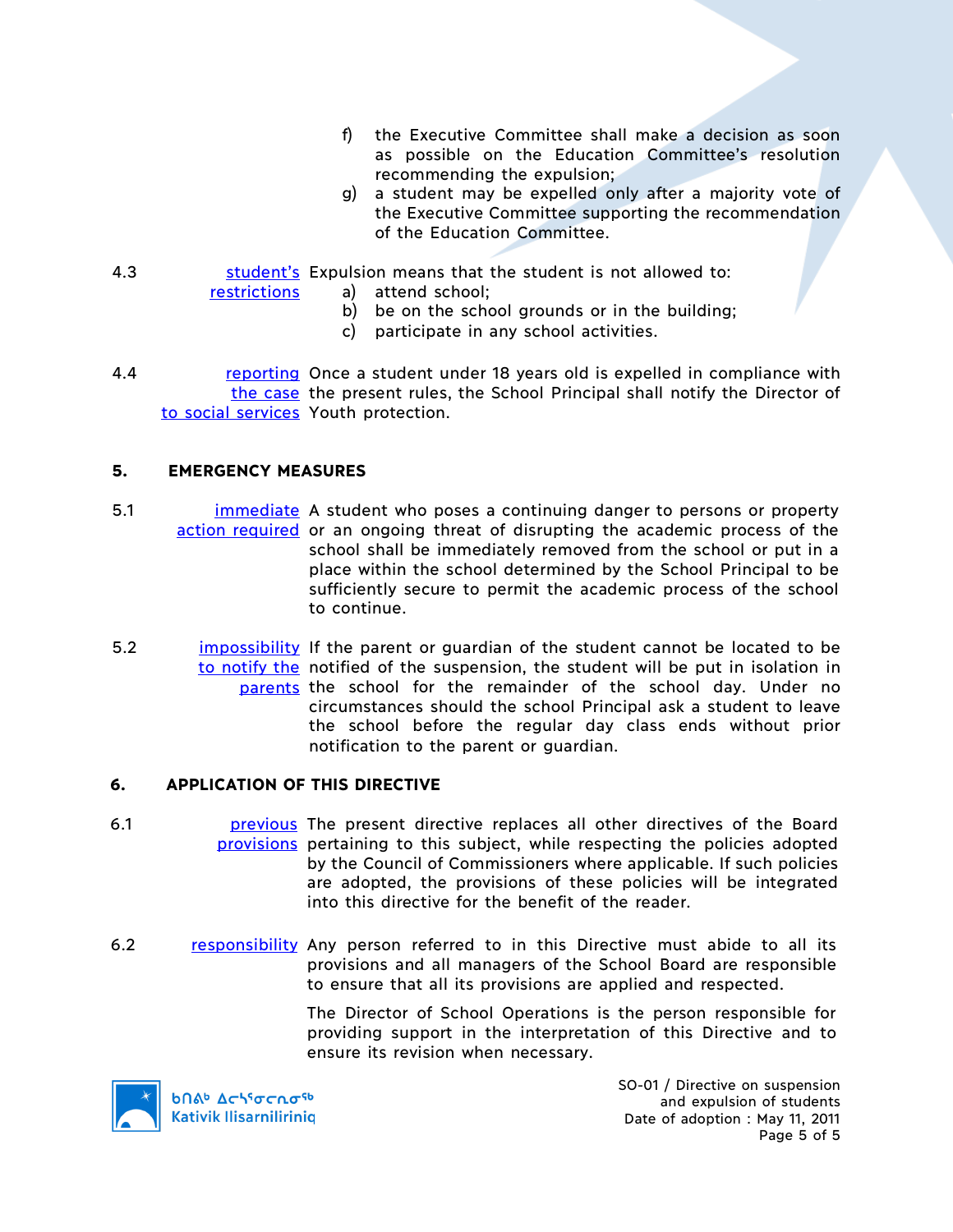f) the Executive Committee shall make a decision as soon as possible on the Education Committee's resolution recommending the expulsion;

g) a student may be expelled only after a majority vote of the Executive Committee supporting the recommendation of the Education Committee.

4.3 student's restrictions — Expulsion means that the student is not allowed to:

a) attend school;
b) be on the school grounds or in the building;
c) participate in any school activities.

4.4 reporting the case to social services — Once a student under 18 years old is expelled in compliance with the present rules, the School Principal shall notify the Director of Youth protection.

## 5. EMERGENCY MEASURES

5.1 immediate action required — A student who poses a continuing danger to persons or property or an ongoing threat of disrupting the academic process of the school shall be immediately removed from the school or put in a place within the school determined by the School Principal to be sufficiently secure to permit the academic process of the school to continue.

5.2 impossibility to notify the parents — If the parent or guardian of the student cannot be located to be notified of the suspension, the student will be put in isolation in the school for the remainder of the school day. Under no circumstances should the school Principal ask a student to leave the school before the regular day class ends without prior notification to the parent or guardian.

## 6. APPLICATION OF THIS DIRECTIVE

6.1 previous provisions — The present directive replaces all other directives of the Board pertaining to this subject, while respecting the policies adopted by the Council of Commissioners where applicable. If such policies are adopted, the provisions of these policies will be integrated into this directive for the benefit of the reader.

6.2 responsibility — Any person referred to in this Directive must abide to all its provisions and all managers of the School Board are responsible to ensure that all its provisions are applied and respected.

The Director of School Operations is the person responsible for providing support in the interpretation of this Directive and to ensure its revision when necessary.